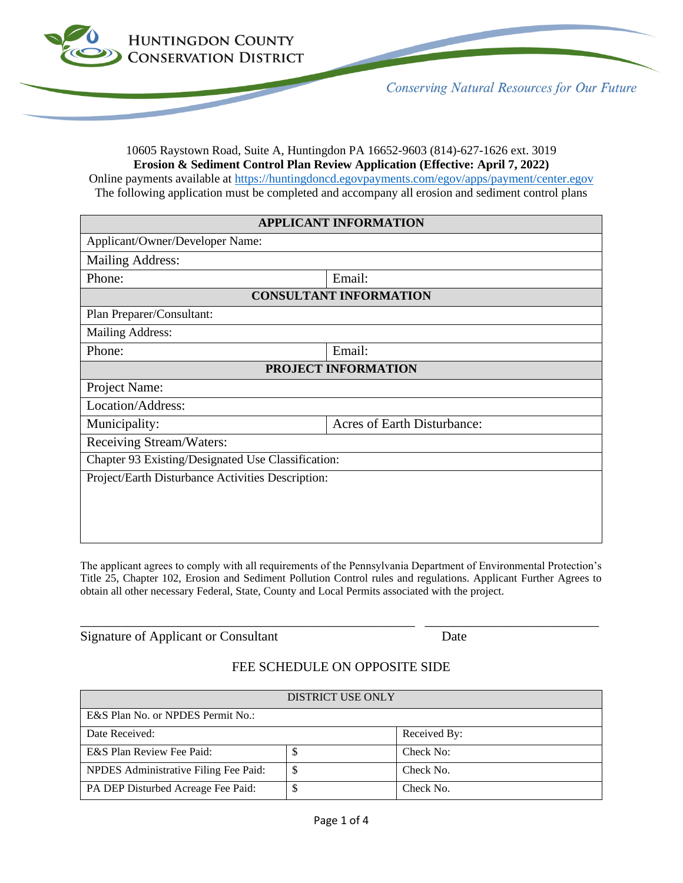**HUNTINGDON COUNTY CONSERVATION DISTRICT**

*Conserving Natural Resources for Our Future*

10605 Raystown Road, Suite A, Huntingdon PA 16652-9603 (814)-627-1626 ext. 3019

**Erosion & Sediment Control Plan Review Application (Effective: April 7, 2022)**

Online payments available at https://huntingdoncd.egovpayments.com/egov/apps/payment/center.egov

The following application must be completed and accompany all erosion and sediment control plans

| **APPLICANT INFORMATION** | |
|---|---|
| Applicant/Owner/Developer Name: | |
| Mailing Address: | |
| Phone: | Email: |
| **CONSULTANT INFORMATION** | |
| Plan Preparer/Consultant: | |
| Mailing Address: | |
| Phone: | Email: |
| **PROJECT INFORMATION** | |
| Project Name: | |
| Location/Address: | |
| Municipality: | Acres of Earth Disturbance: |
| Receiving Stream/Waters: | |
| Chapter 93 Existing/Designated Use Classification: | |
| Project/Earth Disturbance Activities Description: | |

The applicant agrees to comply with all requirements of the Pennsylvania Department of Environmental Protection's Title 25, Chapter 102, Erosion and Sediment Pollution Control rules and regulations. Applicant Further Agrees to obtain all other necessary Federal, State, County and Local Permits associated with the project.

\_\_\_\_\_\_\_\_\_\_\_\_\_\_\_\_\_\_\_\_\_\_\_\_\_\_\_\_\_\_\_\_\_\_\_\_\_\_\_\_\_\_\_\_\_\_ \_\_\_\_\_\_\_\_\_\_\_\_\_\_\_\_\_\_\_\_\_\_\_\_\_\_

Signature of Applicant or Consultant Date

FEE SCHEDULE ON OPPOSITE SIDE

| DISTRICT USE ONLY | | |
|---|---|---|
| E&S Plan No. or NPDES Permit No.: | | |
| Date Received: | | Received By: |
| E&S Plan Review Fee Paid: | $ | Check No: |
| NPDES Administrative Filing Fee Paid: | $ | Check No. |
| PA DEP Disturbed Acreage Fee Paid: | $ | Check No. |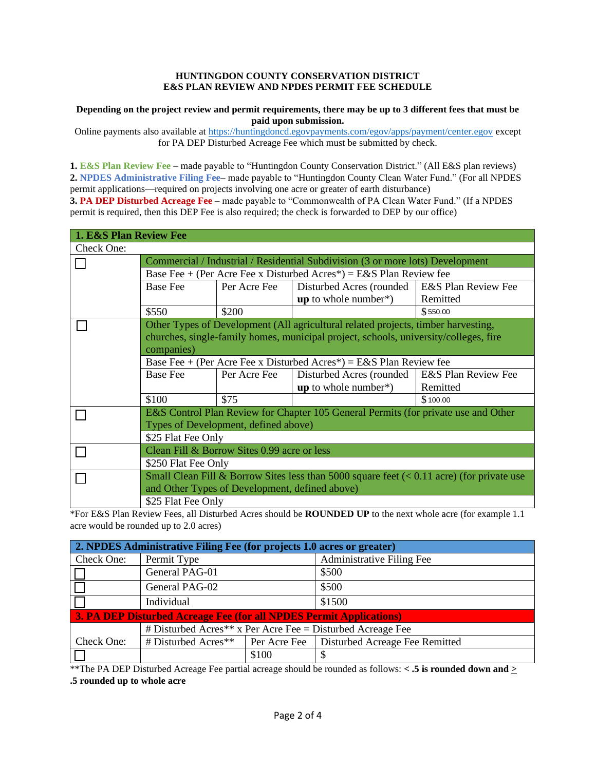**HUNTINGDON COUNTY CONSERVATION DISTRICT**
**E&S PLAN REVIEW AND NPDES PERMIT FEE SCHEDULE**

**Depending on the project review and permit requirements, there may be up to 3 different fees that must be paid upon submission.**

Online payments also available at https://huntingdoncd.egovpayments.com/egov/apps/payment/center.egov except for PA DEP Disturbed Acreage Fee which must be submitted by check.

1. **E&S Plan Review Fee** – made payable to "Huntingdon County Conservation District." (All E&S plan reviews)
2. **NPDES Administrative Filing Fee**– made payable to "Huntingdon County Clean Water Fund." (For all NPDES permit applications—required on projects involving one acre or greater of earth disturbance)
3. **PA DEP Disturbed Acreage Fee** – made payable to "Commonwealth of PA Clean Water Fund." (If a NPDES permit is required, then this DEP Fee is also required; the check is forwarded to DEP by our office)

| **1. E&S Plan Review Fee** | | | | |
|---|---|---|---|---|
| Check One: | | | | |
| ☐ | Commercial / Industrial / Residential Subdivision (3 or more lots) Development | | | |
| | Base Fee + (Per Acre Fee x Disturbed Acres*) = E&S Plan Review fee | | | |
| | Base Fee | Per Acre Fee | Disturbed Acres (rounded **up** to whole number*) | E&S Plan Review Fee Remitted |
| | $550 | $200 | | $ 550.00 |
| ☐ | Other Types of Development (All agricultural related projects, timber harvesting, churches, single-family homes, municipal project, schools, university/colleges, fire companies) | | | |
| | Base Fee + (Per Acre Fee x Disturbed Acres*) = E&S Plan Review fee | | | |
| | Base Fee | Per Acre Fee | Disturbed Acres (rounded **up** to whole number*) | E&S Plan Review Fee Remitted |
| | $100 | $75 | | $ 100.00 |
| ☐ | E&S Control Plan Review for Chapter 105 General Permits (for private use and Other Types of Development, defined above) | | | |
| | $25 Flat Fee Only | | | |
| ☐ | Clean Fill & Borrow Sites 0.99 acre or less | | | |
| | $250 Flat Fee Only | | | |
| ☐ | Small Clean Fill & Borrow Sites less than 5000 square feet (< 0.11 acre) (for private use and Other Types of Development, defined above) | | | |
| | $25 Flat Fee Only | | | |

*For E&S Plan Review Fees, all Disturbed Acres should be **ROUNDED UP** to the next whole acre (for example 1.1 acre would be rounded up to 2.0 acres)

| **2. NPDES Administrative Filing Fee (for projects 1.0 acres or greater)** | | | |
|---|---|---|---|
| Check One: | Permit Type | | Administrative Filing Fee |
| ☐ | General PAG-01 | | $500 |
| ☐ | General PAG-02 | | $500 |
| ☐ | Individual | | $1500 |
| **3. PA DEP Disturbed Acreage Fee (for all NPDES Permit Applications)** | | | |
| | # Disturbed Acres** x Per Acre Fee = Disturbed Acreage Fee | | |
| Check One: | # Disturbed Acres** | Per Acre Fee | Disturbed Acreage Fee Remitted |
| ☐ | | $100 | $ |

**The PA DEP Disturbed Acreage Fee partial acreage should be rounded as follows: **< .5 is rounded down and ≥ .5 rounded up to whole acre**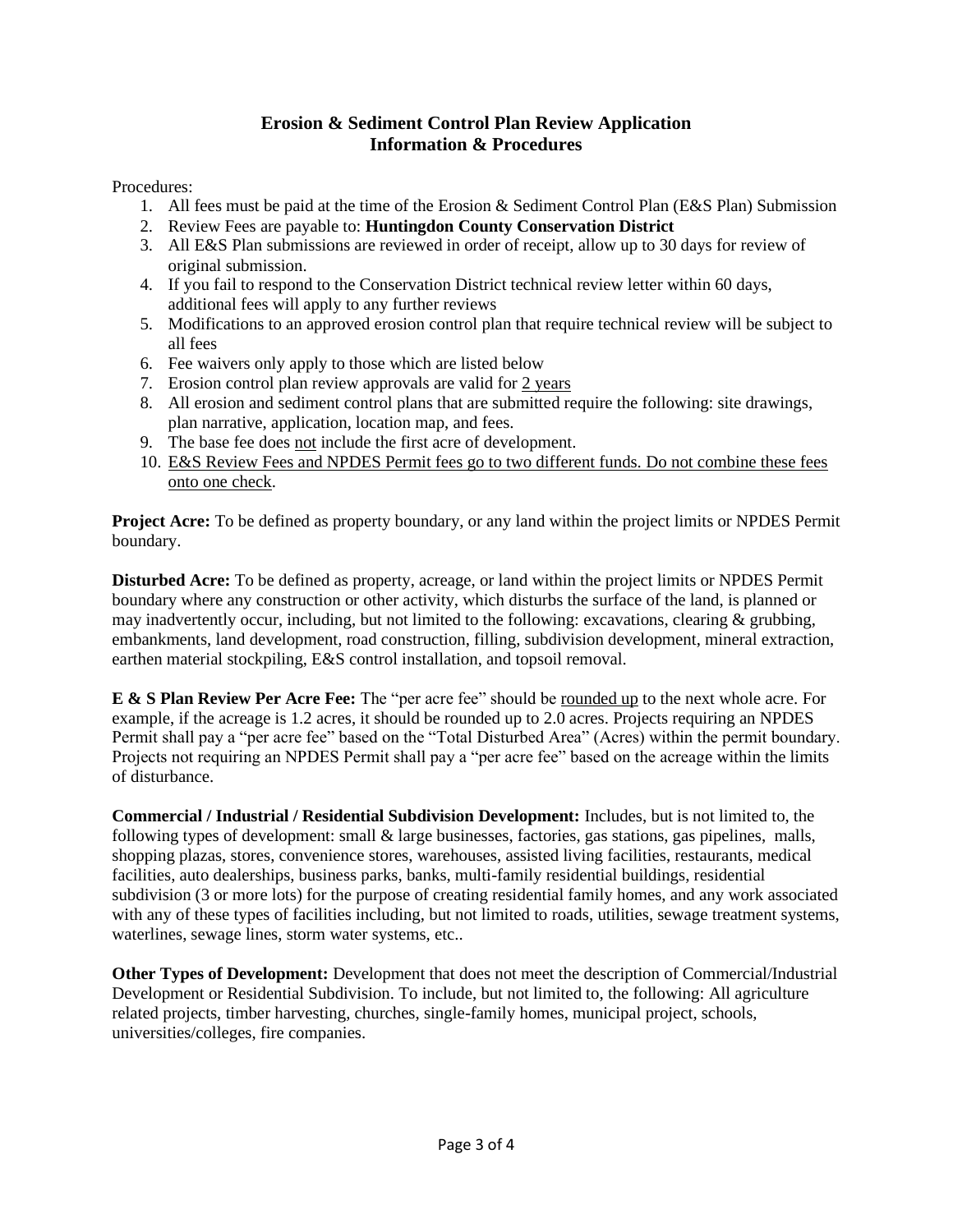# Erosion & Sediment Control Plan Review Application Information & Procedures

Procedures:

1. All fees must be paid at the time of the Erosion & Sediment Control Plan (E&S Plan) Submission
2. Review Fees are payable to: **Huntingdon County Conservation District**
3. All E&S Plan submissions are reviewed in order of receipt, allow up to 30 days for review of original submission.
4. If you fail to respond to the Conservation District technical review letter within 60 days, additional fees will apply to any further reviews
5. Modifications to an approved erosion control plan that require technical review will be subject to all fees
6. Fee waivers only apply to those which are listed below
7. Erosion control plan review approvals are valid for <u>2 years</u>
8. All erosion and sediment control plans that are submitted require the following: site drawings, plan narrative, application, location map, and fees.
9. The base fee does <u>not</u> include the first acre of development.
10. <u>E&S Review Fees and NPDES Permit fees go to two different funds. Do not combine these fees onto one check</u>.

**Project Acre:** To be defined as property boundary, or any land within the project limits or NPDES Permit boundary.

**Disturbed Acre:** To be defined as property, acreage, or land within the project limits or NPDES Permit boundary where any construction or other activity, which disturbs the surface of the land, is planned or may inadvertently occur, including, but not limited to the following: excavations, clearing & grubbing, embankments, land development, road construction, filling, subdivision development, mineral extraction, earthen material stockpiling, E&S control installation, and topsoil removal.

**E & S Plan Review Per Acre Fee:** The "per acre fee" should be <u>rounded up</u> to the next whole acre. For example, if the acreage is 1.2 acres, it should be rounded up to 2.0 acres. Projects requiring an NPDES Permit shall pay a "per acre fee" based on the "Total Disturbed Area" (Acres) within the permit boundary. Projects not requiring an NPDES Permit shall pay a "per acre fee" based on the acreage within the limits of disturbance.

**Commercial / Industrial / Residential Subdivision Development:** Includes, but is not limited to, the following types of development: small & large businesses, factories, gas stations, gas pipelines, malls, shopping plazas, stores, convenience stores, warehouses, assisted living facilities, restaurants, medical facilities, auto dealerships, business parks, banks, multi-family residential buildings, residential subdivision (3 or more lots) for the purpose of creating residential family homes, and any work associated with any of these types of facilities including, but not limited to roads, utilities, sewage treatment systems, waterlines, sewage lines, storm water systems, etc..

**Other Types of Development:** Development that does not meet the description of Commercial/Industrial Development or Residential Subdivision. To include, but not limited to, the following: All agriculture related projects, timber harvesting, churches, single-family homes, municipal project, schools, universities/colleges, fire companies.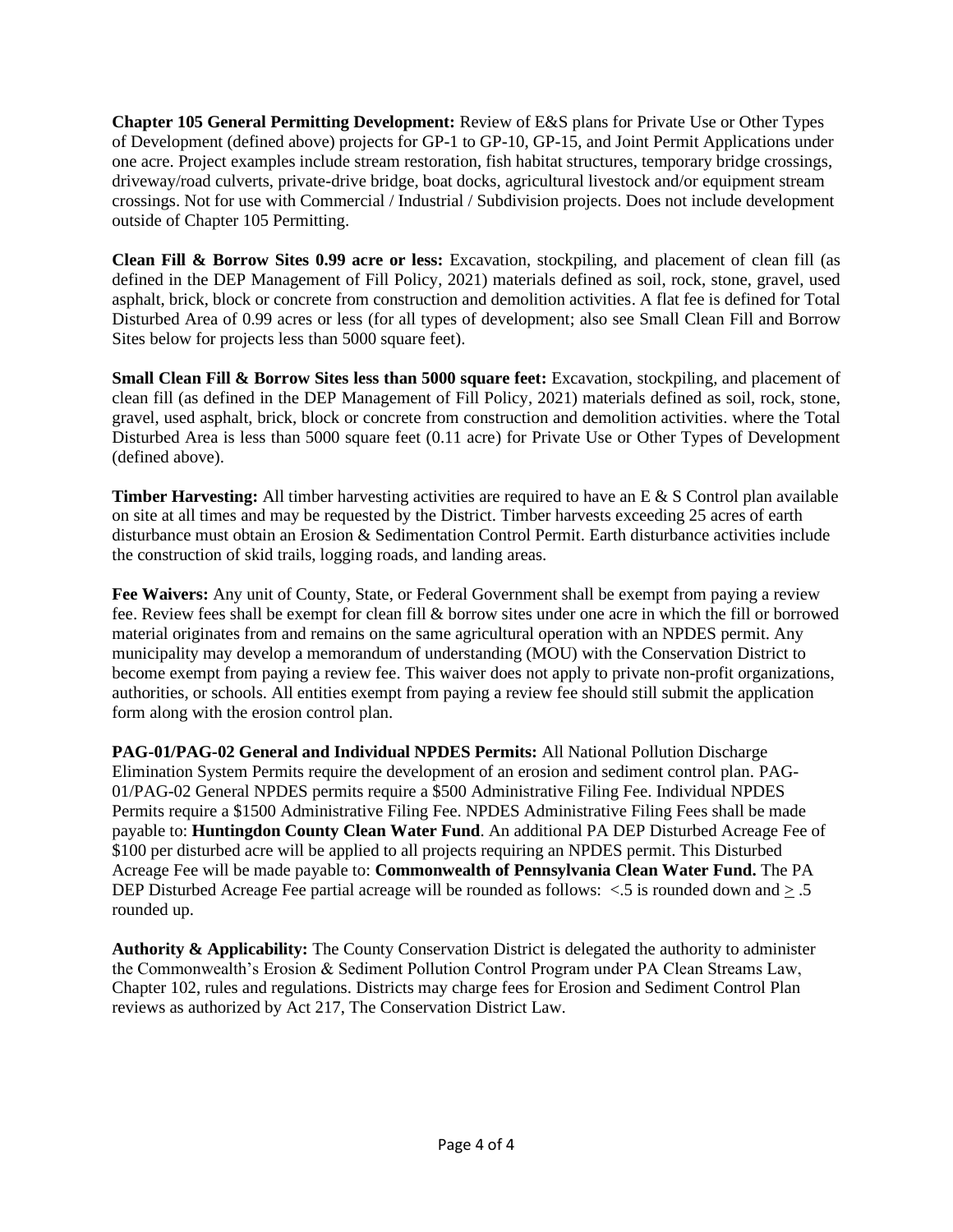**Chapter 105 General Permitting Development:** Review of E&S plans for Private Use or Other Types of Development (defined above) projects for GP-1 to GP-10, GP-15, and Joint Permit Applications under one acre. Project examples include stream restoration, fish habitat structures, temporary bridge crossings, driveway/road culverts, private-drive bridge, boat docks, agricultural livestock and/or equipment stream crossings. Not for use with Commercial / Industrial / Subdivision projects. Does not include development outside of Chapter 105 Permitting.

**Clean Fill & Borrow Sites 0.99 acre or less:** Excavation, stockpiling, and placement of clean fill (as defined in the DEP Management of Fill Policy, 2021) materials defined as soil, rock, stone, gravel, used asphalt, brick, block or concrete from construction and demolition activities. A flat fee is defined for Total Disturbed Area of 0.99 acres or less (for all types of development; also see Small Clean Fill and Borrow Sites below for projects less than 5000 square feet).

**Small Clean Fill & Borrow Sites less than 5000 square feet:** Excavation, stockpiling, and placement of clean fill (as defined in the DEP Management of Fill Policy, 2021) materials defined as soil, rock, stone, gravel, used asphalt, brick, block or concrete from construction and demolition activities. where the Total Disturbed Area is less than 5000 square feet (0.11 acre) for Private Use or Other Types of Development (defined above).

**Timber Harvesting:** All timber harvesting activities are required to have an E & S Control plan available on site at all times and may be requested by the District. Timber harvests exceeding 25 acres of earth disturbance must obtain an Erosion & Sedimentation Control Permit. Earth disturbance activities include the construction of skid trails, logging roads, and landing areas.

**Fee Waivers:** Any unit of County, State, or Federal Government shall be exempt from paying a review fee. Review fees shall be exempt for clean fill & borrow sites under one acre in which the fill or borrowed material originates from and remains on the same agricultural operation with an NPDES permit. Any municipality may develop a memorandum of understanding (MOU) with the Conservation District to become exempt from paying a review fee. This waiver does not apply to private non-profit organizations, authorities, or schools. All entities exempt from paying a review fee should still submit the application form along with the erosion control plan.

**PAG-01/PAG-02 General and Individual NPDES Permits:** All National Pollution Discharge Elimination System Permits require the development of an erosion and sediment control plan. PAG-01/PAG-02 General NPDES permits require a $500 Administrative Filing Fee. Individual NPDES Permits require a $1500 Administrative Filing Fee. NPDES Administrative Filing Fees shall be made payable to: **Huntingdon County Clean Water Fund**. An additional PA DEP Disturbed Acreage Fee of $100 per disturbed acre will be applied to all projects requiring an NPDES permit. This Disturbed Acreage Fee will be made payable to: **Commonwealth of Pennsylvania Clean Water Fund.** The PA DEP Disturbed Acreage Fee partial acreage will be rounded as follows: $<.5$ is rounded down and $\geq .5$ rounded up.

**Authority & Applicability:** The County Conservation District is delegated the authority to administer the Commonwealth's Erosion & Sediment Pollution Control Program under PA Clean Streams Law, Chapter 102, rules and regulations. Districts may charge fees for Erosion and Sediment Control Plan reviews as authorized by Act 217, The Conservation District Law.